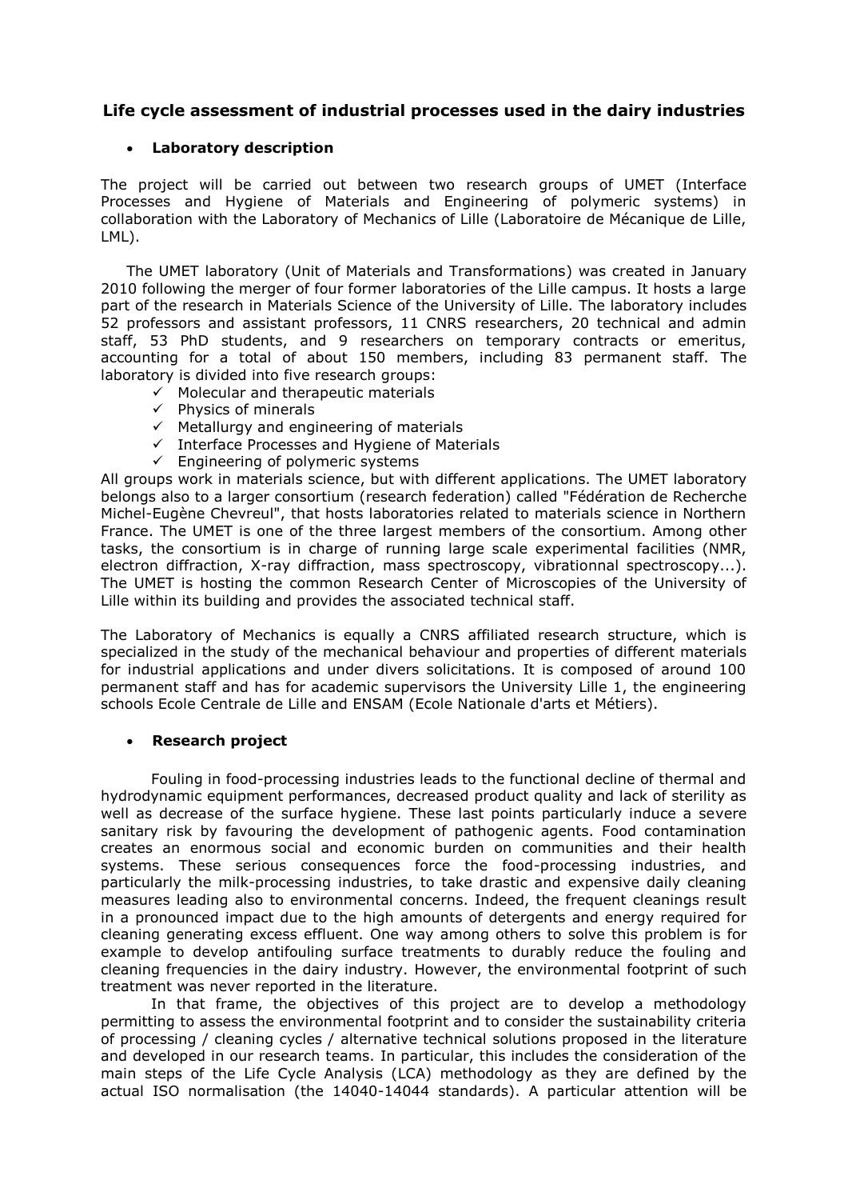# Life cycle assessment of industrial processes used in the dairy industries

- **Laboratory description**

The project will be carried out between two research groups of UMET (Interface Processes and Hygiene of Materials and Engineering of polymeric systems) in collaboration with the Laboratory of Mechanics of Lille (Laboratoire de Mécanique de Lille, LML).

The UMET laboratory (Unit of Materials and Transformations) was created in January 2010 following the merger of four former laboratories of the Lille campus. It hosts a large part of the research in Materials Science of the University of Lille. The laboratory includes 52 professors and assistant professors, 11 CNRS researchers, 20 technical and admin staff, 53 PhD students, and 9 researchers on temporary contracts or emeritus, accounting for a total of about 150 members, including 83 permanent staff. The laboratory is divided into five research groups:

- ✓ Molecular and therapeutic materials
- ✓ Physics of minerals
- ✓ Metallurgy and engineering of materials
- ✓ Interface Processes and Hygiene of Materials
- ✓ Engineering of polymeric systems

All groups work in materials science, but with different applications. The UMET laboratory belongs also to a larger consortium (research federation) called "Fédération de Recherche Michel-Eugène Chevreul", that hosts laboratories related to materials science in Northern France. The UMET is one of the three largest members of the consortium. Among other tasks, the consortium is in charge of running large scale experimental facilities (NMR, electron diffraction, X-ray diffraction, mass spectroscopy, vibrationnal spectroscopy...). The UMET is hosting the common Research Center of Microscopies of the University of Lille within its building and provides the associated technical staff.

The Laboratory of Mechanics is equally a CNRS affiliated research structure, which is specialized in the study of the mechanical behaviour and properties of different materials for industrial applications and under divers solicitations. It is composed of around 100 permanent staff and has for academic supervisors the University Lille 1, the engineering schools Ecole Centrale de Lille and ENSAM (Ecole Nationale d'arts et Métiers).

- **Research project**

Fouling in food-processing industries leads to the functional decline of thermal and hydrodynamic equipment performances, decreased product quality and lack of sterility as well as decrease of the surface hygiene. These last points particularly induce a severe sanitary risk by favouring the development of pathogenic agents. Food contamination creates an enormous social and economic burden on communities and their health systems. These serious consequences force the food-processing industries, and particularly the milk-processing industries, to take drastic and expensive daily cleaning measures leading also to environmental concerns. Indeed, the frequent cleanings result in a pronounced impact due to the high amounts of detergents and energy required for cleaning generating excess effluent. One way among others to solve this problem is for example to develop antifouling surface treatments to durably reduce the fouling and cleaning frequencies in the dairy industry. However, the environmental footprint of such treatment was never reported in the literature.

In that frame, the objectives of this project are to develop a methodology permitting to assess the environmental footprint and to consider the sustainability criteria of processing / cleaning cycles / alternative technical solutions proposed in the literature and developed in our research teams. In particular, this includes the consideration of the main steps of the Life Cycle Analysis (LCA) methodology as they are defined by the actual ISO normalisation (the 14040-14044 standards). A particular attention will be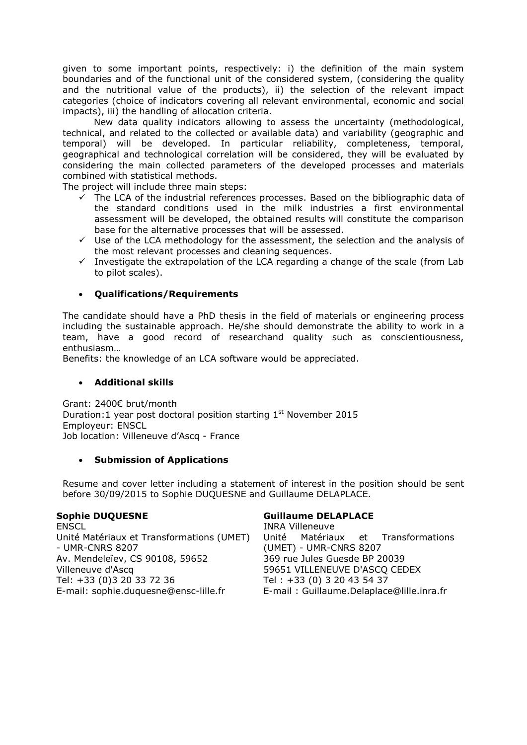given to some important points, respectively: i) the definition of the main system boundaries and of the functional unit of the considered system, (considering the quality and the nutritional value of the products), ii) the selection of the relevant impact categories (choice of indicators covering all relevant environmental, economic and social impacts), iii) the handling of allocation criteria.

New data quality indicators allowing to assess the uncertainty (methodological, technical, and related to the collected or available data) and variability (geographic and temporal) will be developed. In particular reliability, completeness, temporal, geographical and technological correlation will be considered, they will be evaluated by considering the main collected parameters of the developed processes and materials combined with statistical methods.

The project will include three main steps:

- ✓ The LCA of the industrial references processes. Based on the bibliographic data of the standard conditions used in the milk industries a first environmental assessment will be developed, the obtained results will constitute the comparison base for the alternative processes that will be assessed.
- ✓ Use of the LCA methodology for the assessment, the selection and the analysis of the most relevant processes and cleaning sequences.
- ✓ Investigate the extrapolation of the LCA regarding a change of the scale (from Lab to pilot scales).

- **Qualifications/Requirements**

The candidate should have a PhD thesis in the field of materials or engineering process including the sustainable approach. He/she should demonstrate the ability to work in a team, have a good record of researchand quality such as conscientiousness, enthusiasm…

Benefits: the knowledge of an LCA software would be appreciated.

- **Additional skills**

Grant: 2400€ brut/month
Duration:1 year post doctoral position starting 1st November 2015
Employeur: ENSCL
Job location: Villeneuve d'Ascq - France

- **Submission of Applications**

Resume and cover letter including a statement of interest in the position should be sent before 30/09/2015 to Sophie DUQUESNE and Guillaume DELAPLACE.

**Sophie DUQUESNE**
ENSCL
Unité Matériaux et Transformations (UMET) - UMR-CNRS 8207
Av. Mendeleïev, CS 90108, 59652
Villeneuve d'Ascq
Tel: +33 (0)3 20 33 72 36
E-mail: sophie.duquesne@ensc-lille.fr

**Guillaume DELAPLACE**
INRA Villeneuve
Unité Matériaux et Transformations (UMET) - UMR-CNRS 8207
369 rue Jules Guesde BP 20039
59651 VILLENEUVE D'ASCQ CEDEX
Tel : +33 (0) 3 20 43 54 37
E-mail : Guillaume.Delaplace@lille.inra.fr